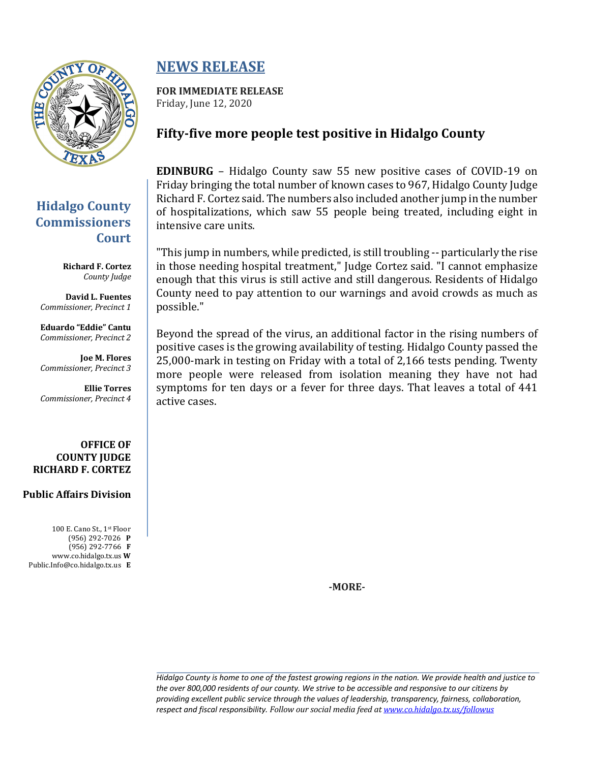# NEWS RELEASE

**FOR IMMEDIATE RELEASE**
Friday, June 12, 2020

## Fifty-five more people test positive in Hidalgo County

**Hidalgo County Commissioners Court**

**Richard F. Cortez**
*County Judge*

**David L. Fuentes**
*Commissioner, Precinct 1*

**Eduardo "Eddie" Cantu**
*Commissioner, Precinct 2*

**Joe M. Flores**
*Commissioner, Precinct 3*

**Ellie Torres**
*Commissioner, Precinct 4*

**OFFICE OF COUNTY JUDGE RICHARD F. CORTEZ**

**Public Affairs Division**

100 E. Cano St., 1st Floor
(956) 292-7026 **P**
(956) 292-7766 **F**
www.co.hidalgo.tx.us **W**
Public.Info@co.hidalgo.tx.us **E**

**EDINBURG** – Hidalgo County saw 55 new positive cases of COVID-19 on Friday bringing the total number of known cases to 967, Hidalgo County Judge Richard F. Cortez said. The numbers also included another jump in the number of hospitalizations, which saw 55 people being treated, including eight in intensive care units.

"This jump in numbers, while predicted, is still troubling -- particularly the rise in those needing hospital treatment," Judge Cortez said. "I cannot emphasize enough that this virus is still active and still dangerous. Residents of Hidalgo County need to pay attention to our warnings and avoid crowds as much as possible."

Beyond the spread of the virus, an additional factor in the rising numbers of positive cases is the growing availability of testing. Hidalgo County passed the 25,000-mark in testing on Friday with a total of 2,166 tests pending. Twenty more people were released from isolation meaning they have not had symptoms for ten days or a fever for three days. That leaves a total of 441 active cases.

**-MORE-**

*Hidalgo County is home to one of the fastest growing regions in the nation. We provide health and justice to the over 800,000 residents of our county. We strive to be accessible and responsive to our citizens by providing excellent public service through the values of leadership, transparency, fairness, collaboration, respect and fiscal responsibility. Follow our social media feed at www.co.hidalgo.tx.us/followus*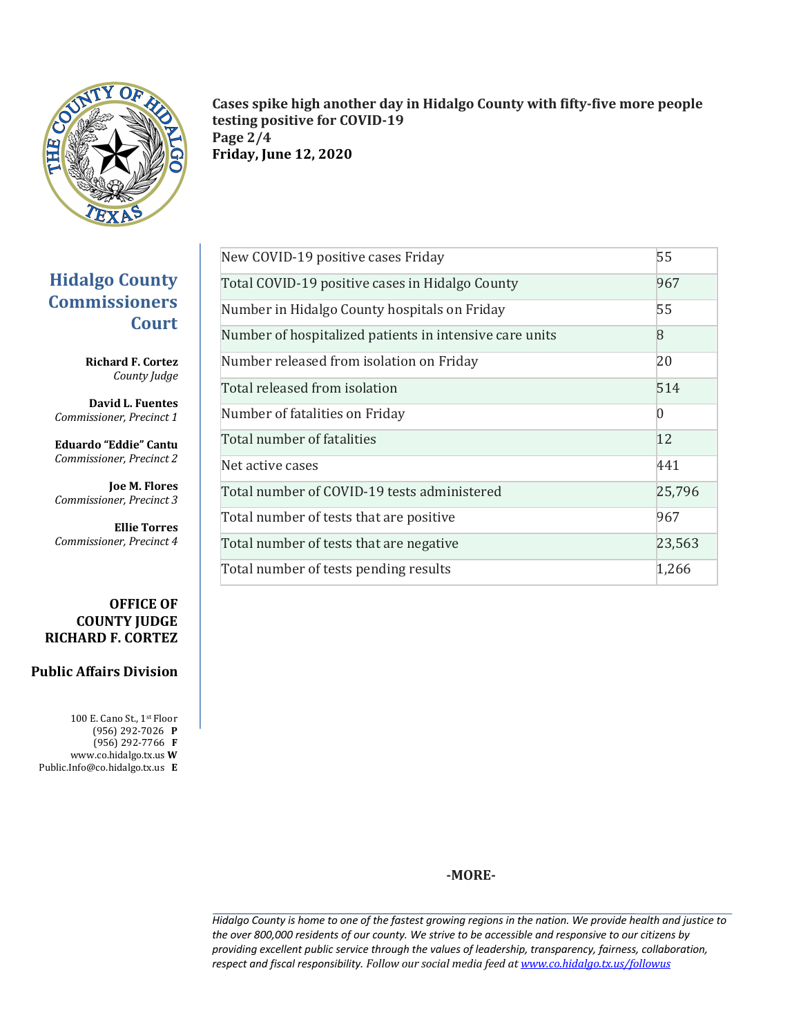**Cases spike high another day in Hidalgo County with fifty-five more people testing positive for COVID-19**
**Page 2/4**
**Friday, June 12, 2020**

## Hidalgo County Commissioners Court

**Richard F. Cortez**
*County Judge*

**David L. Fuentes**
*Commissioner, Precinct 1*

**Eduardo "Eddie" Cantu**
*Commissioner, Precinct 2*

**Joe M. Flores**
*Commissioner, Precinct 3*

**Ellie Torres**
*Commissioner, Precinct 4*

**OFFICE OF COUNTY JUDGE RICHARD F. CORTEZ**

**Public Affairs Division**

100 E. Cano St., 1st Floor
(956) 292-7026 **P**
(956) 292-7766 **F**
www.co.hidalgo.tx.us **W**
Public.Info@co.hidalgo.tx.us **E**

| | |
|---|---|
| New COVID-19 positive cases Friday | 55 |
| Total COVID-19 positive cases in Hidalgo County | 967 |
| Number in Hidalgo County hospitals on Friday | 55 |
| Number of hospitalized patients in intensive care units | 8 |
| Number released from isolation on Friday | 20 |
| Total released from isolation | 514 |
| Number of fatalities on Friday | 0 |
| Total number of fatalities | 12 |
| Net active cases | 441 |
| Total number of COVID-19 tests administered | 25,796 |
| Total number of tests that are positive | 967 |
| Total number of tests that are negative | 23,563 |
| Total number of tests pending results | 1,266 |

**-MORE-**

*Hidalgo County is home to one of the fastest growing regions in the nation. We provide health and justice to the over 800,000 residents of our county. We strive to be accessible and responsive to our citizens by providing excellent public service through the values of leadership, transparency, fairness, collaboration, respect and fiscal responsibility. Follow our social media feed at [www.co.hidalgo.tx.us/followus](www.co.hidalgo.tx.us/followus)*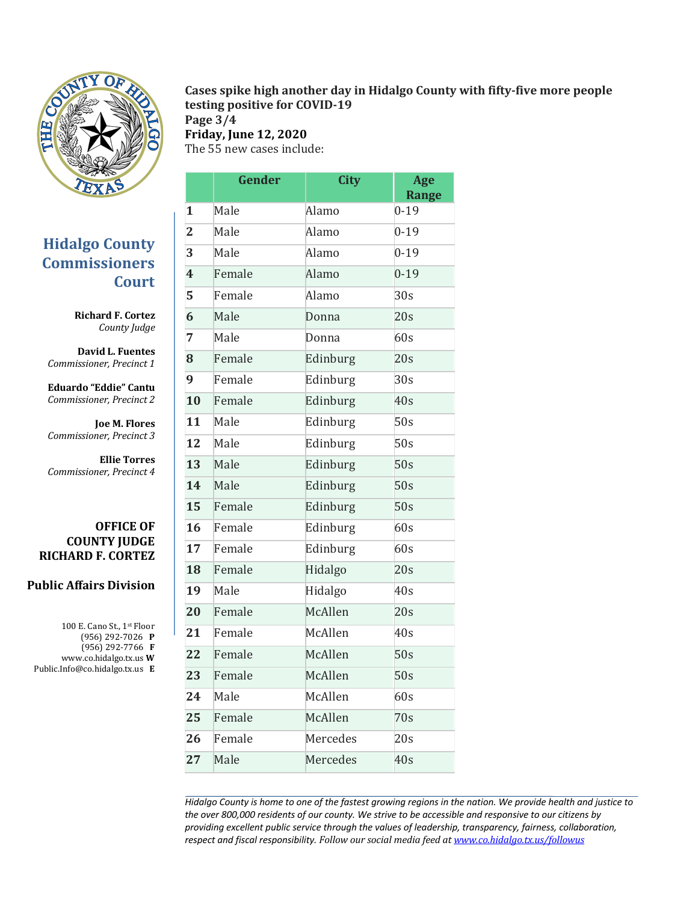# Hidalgo County Commissioners Court

**Richard F. Cortez**
*County Judge*

**David L. Fuentes**
*Commissioner, Precinct 1*

**Eduardo "Eddie" Cantu**
*Commissioner, Precinct 2*

**Joe M. Flores**
*Commissioner, Precinct 3*

**Ellie Torres**
*Commissioner, Precinct 4*

**OFFICE OF COUNTY JUDGE RICHARD F. CORTEZ**

**Public Affairs Division**

100 E. Cano St., 1st Floor
(956) 292-7026 **P**
(956) 292-7766 **F**
www.co.hidalgo.tx.us **W**
Public.Info@co.hidalgo.tx.us **E**

**Cases spike high another day in Hidalgo County with fifty-five more people testing positive for COVID-19**
**Page 3/4**
**Friday, June 12, 2020**
The 55 new cases include:

| | Gender | City | Age Range |
|---|---|---|---|
| **1** | Male | Alamo | 0-19 |
| **2** | Male | Alamo | 0-19 |
| **3** | Male | Alamo | 0-19 |
| **4** | Female | Alamo | 0-19 |
| **5** | Female | Alamo | 30s |
| **6** | Male | Donna | 20s |
| **7** | Male | Donna | 60s |
| **8** | Female | Edinburg | 20s |
| **9** | Female | Edinburg | 30s |
| **10** | Female | Edinburg | 40s |
| **11** | Male | Edinburg | 50s |
| **12** | Male | Edinburg | 50s |
| **13** | Male | Edinburg | 50s |
| **14** | Male | Edinburg | 50s |
| **15** | Female | Edinburg | 50s |
| **16** | Female | Edinburg | 60s |
| **17** | Female | Edinburg | 60s |
| **18** | Female | Hidalgo | 20s |
| **19** | Male | Hidalgo | 40s |
| **20** | Female | McAllen | 20s |
| **21** | Female | McAllen | 40s |
| **22** | Female | McAllen | 50s |
| **23** | Female | McAllen | 50s |
| **24** | Male | McAllen | 60s |
| **25** | Female | McAllen | 70s |
| **26** | Female | Mercedes | 20s |
| **27** | Male | Mercedes | 40s |

*Hidalgo County is home to one of the fastest growing regions in the nation. We provide health and justice to the over 800,000 residents of our county. We strive to be accessible and responsive to our citizens by providing excellent public service through the values of leadership, transparency, fairness, collaboration, respect and fiscal responsibility. Follow our social media feed at www.co.hidalgo.tx.us/followus*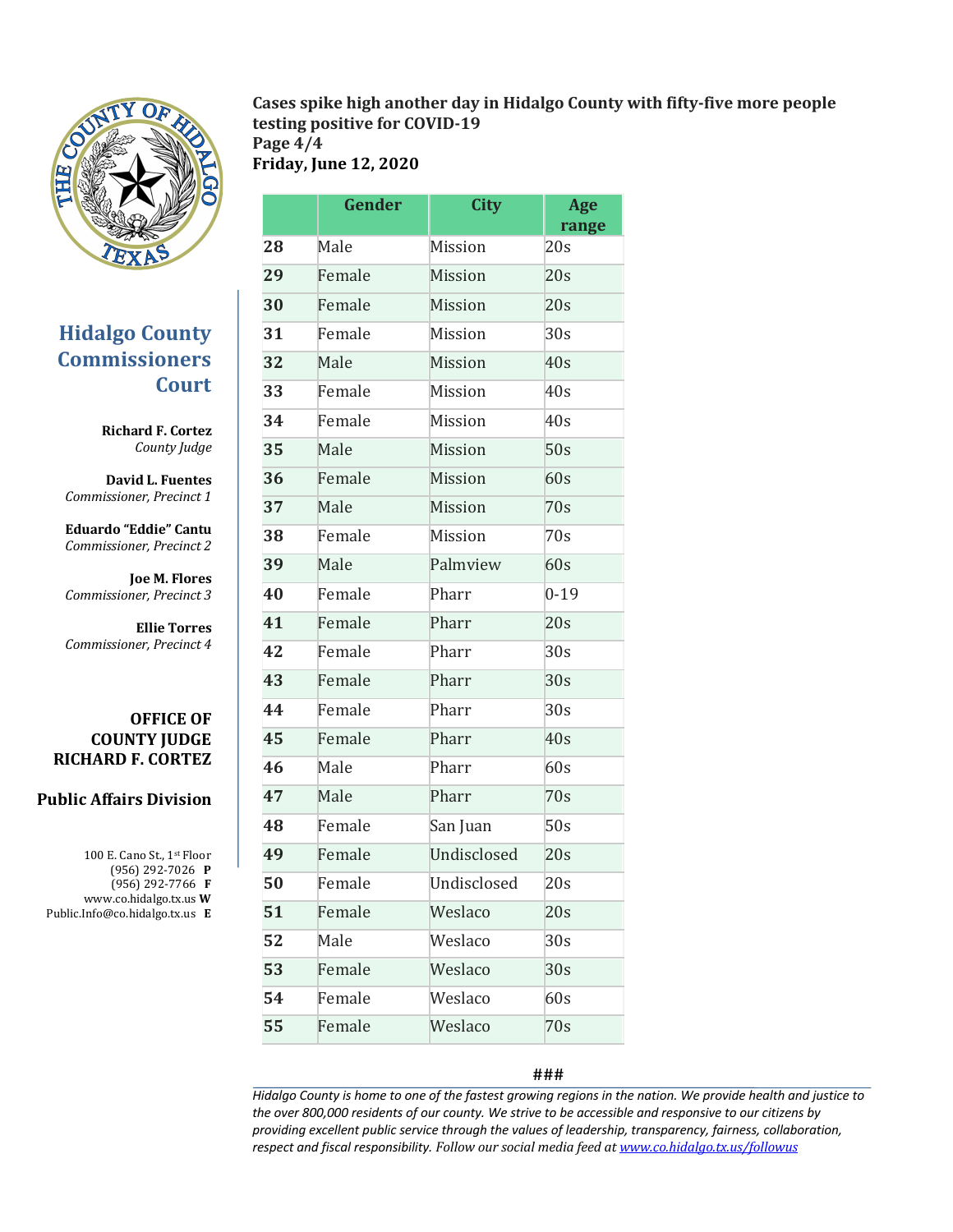Hidalgo County Commissioners Court

**Richard F. Cortez**
*County Judge*

**David L. Fuentes**
*Commissioner, Precinct 1*

**Eduardo "Eddie" Cantu**
*Commissioner, Precinct 2*

**Joe M. Flores**
*Commissioner, Precinct 3*

**Ellie Torres**
*Commissioner, Precinct 4*

**OFFICE OF COUNTY JUDGE RICHARD F. CORTEZ**

**Public Affairs Division**

100 E. Cano St., 1st Floor
(956) 292-7026 **P**
(956) 292-7766 **F**
www.co.hidalgo.tx.us **W**
Public.Info@co.hidalgo.tx.us **E**

**Cases spike high another day in Hidalgo County with fifty-five more people testing positive for COVID-19**
**Page 4/4**
**Friday, June 12, 2020**

| | Gender | City | Age range |
|---|---|---|---|
| **28** | Male | Mission | 20s |
| **29** | Female | Mission | 20s |
| **30** | Female | Mission | 20s |
| **31** | Female | Mission | 30s |
| **32** | Male | Mission | 40s |
| **33** | Female | Mission | 40s |
| **34** | Female | Mission | 40s |
| **35** | Male | Mission | 50s |
| **36** | Female | Mission | 60s |
| **37** | Male | Mission | 70s |
| **38** | Female | Mission | 70s |
| **39** | Male | Palmview | 60s |
| **40** | Female | Pharr | 0-19 |
| **41** | Female | Pharr | 20s |
| **42** | Female | Pharr | 30s |
| **43** | Female | Pharr | 30s |
| **44** | Female | Pharr | 30s |
| **45** | Female | Pharr | 40s |
| **46** | Male | Pharr | 60s |
| **47** | Male | Pharr | 70s |
| **48** | Female | San Juan | 50s |
| **49** | Female | Undisclosed | 20s |
| **50** | Female | Undisclosed | 20s |
| **51** | Female | Weslaco | 20s |
| **52** | Male | Weslaco | 30s |
| **53** | Female | Weslaco | 30s |
| **54** | Female | Weslaco | 60s |
| **55** | Female | Weslaco | 70s |

###

*Hidalgo County is home to one of the fastest growing regions in the nation. We provide health and justice to the over 800,000 residents of our county. We strive to be accessible and responsive to our citizens by providing excellent public service through the values of leadership, transparency, fairness, collaboration, respect and fiscal responsibility. Follow our social media feed at [www.co.hidalgo.tx.us/followus](www.co.hidalgo.tx.us/followus)*